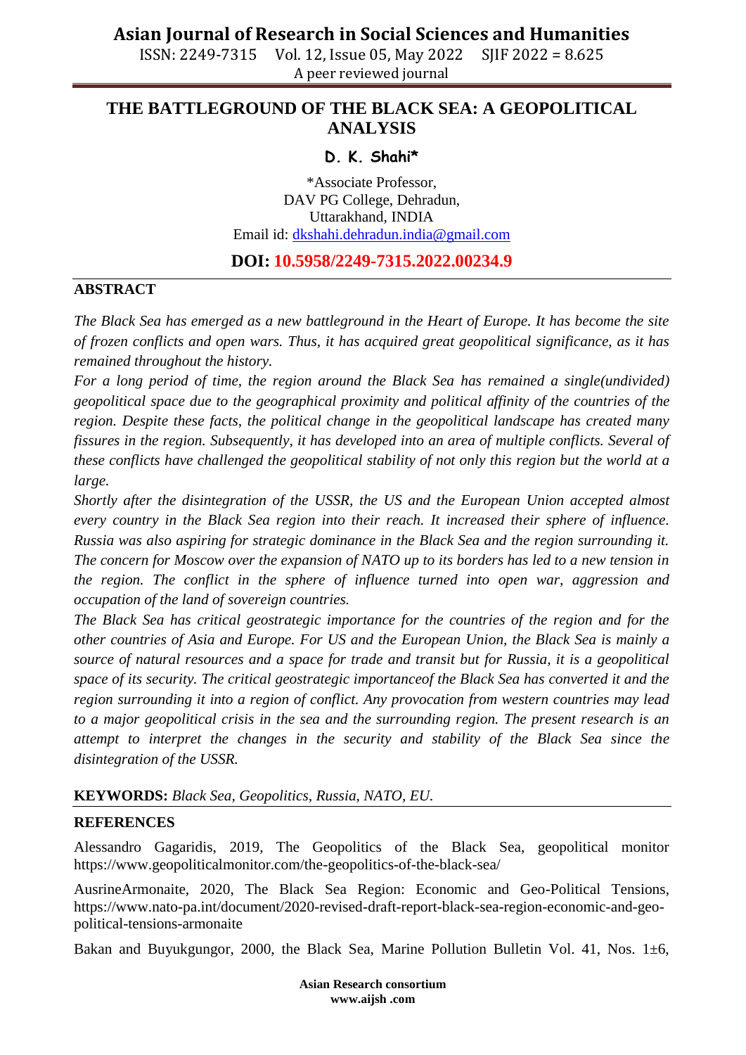# THE BATTLEGROUND OF THE BLACK SEA: A GEOPOLITICAL ANALYSIS

**D. K. Shahi***

*Associate Professor,
DAV PG College, Dehradun,
Uttarakhand, INDIA
Email id: dkshahi.dehradun.india@gmail.com

**DOI: 10.5958/2249-7315.2022.00234.9**

## ABSTRACT

*The Black Sea has emerged as a new battleground in the Heart of Europe. It has become the site of frozen conflicts and open wars. Thus, it has acquired great geopolitical significance, as it has remained throughout the history.*

*For a long period of time, the region around the Black Sea has remained a single(undivided) geopolitical space due to the geographical proximity and political affinity of the countries of the region. Despite these facts, the political change in the geopolitical landscape has created many fissures in the region. Subsequently, it has developed into an area of multiple conflicts. Several of these conflicts have challenged the geopolitical stability of not only this region but the world at a large.*

*Shortly after the disintegration of the USSR, the US and the European Union accepted almost every country in the Black Sea region into their reach. It increased their sphere of influence. Russia was also aspiring for strategic dominance in the Black Sea and the region surrounding it. The concern for Moscow over the expansion of NATO up to its borders has led to a new tension in the region. The conflict in the sphere of influence turned into open war, aggression and occupation of the land of sovereign countries.*

*The Black Sea has critical geostrategic importance for the countries of the region and for the other countries of Asia and Europe. For US and the European Union, the Black Sea is mainly a source of natural resources and a space for trade and transit but for Russia, it is a geopolitical space of its security. The critical geostrategic importanceof the Black Sea has converted it and the region surrounding it into a region of conflict. Any provocation from western countries may lead to a major geopolitical crisis in the sea and the surrounding region. The present research is an attempt to interpret the changes in the security and stability of the Black Sea since the disintegration of the USSR.*

**KEYWORDS:** *Black Sea, Geopolitics, Russia, NATO, EU.*

## REFERENCES

Alessandro Gagaridis, 2019, The Geopolitics of the Black Sea, geopolitical monitor https://www.geopoliticalmonitor.com/the-geopolitics-of-the-black-sea/

AusrineArmonaite, 2020, The Black Sea Region: Economic and Geo-Political Tensions, https://www.nato-pa.int/document/2020-revised-draft-report-black-sea-region-economic-and-geo-political-tensions-armonaite

Bakan and Buyukgungor, 2000, the Black Sea, Marine Pollution Bulletin Vol. 41, Nos. 1±6,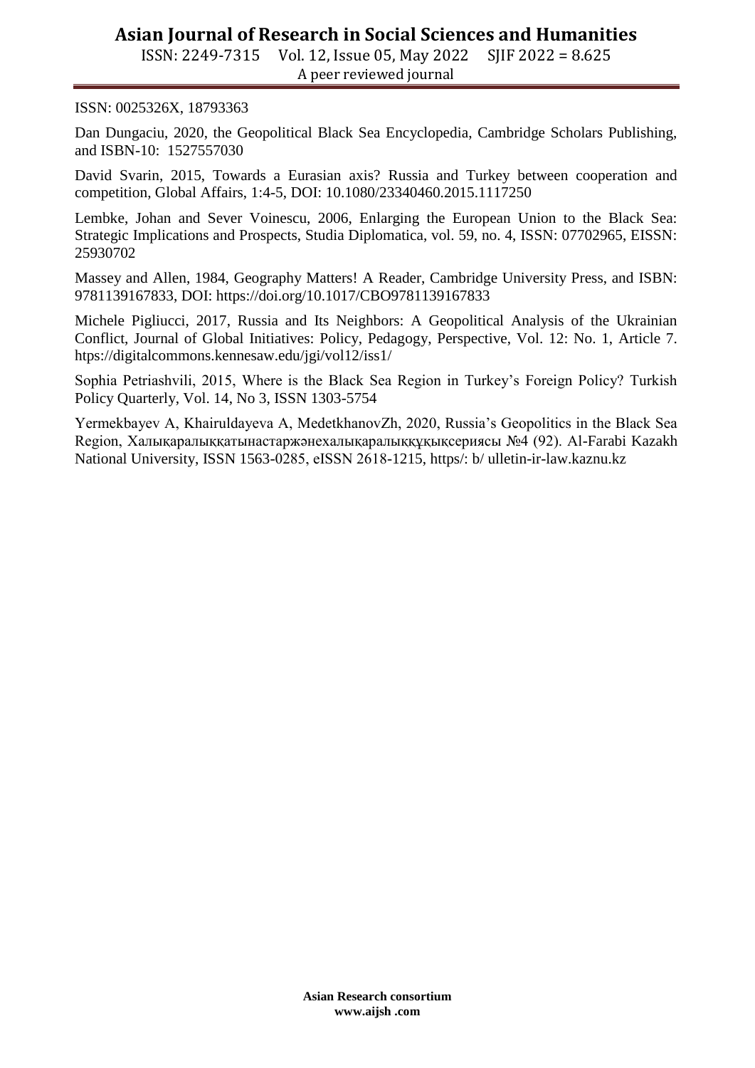ISSN: 0025326X, 18793363

Dan Dungaciu, 2020, the Geopolitical Black Sea Encyclopedia, Cambridge Scholars Publishing, and ISBN-10: 1527557030

David Svarin, 2015, Towards a Eurasian axis? Russia and Turkey between cooperation and competition, Global Affairs, 1:4-5, DOI: 10.1080/23340460.2015.1117250

Lembke, Johan and Sever Voinescu, 2006, Enlarging the European Union to the Black Sea: Strategic Implications and Prospects, Studia Diplomatica, vol. 59, no. 4, ISSN: 07702965, EISSN: 25930702

Massey and Allen, 1984, Geography Matters! A Reader, Cambridge University Press, and ISBN: 9781139167833, DOI: https://doi.org/10.1017/CBO9781139167833

Michele Pigliucci, 2017, Russia and Its Neighbors: A Geopolitical Analysis of the Ukrainian Conflict, Journal of Global Initiatives: Policy, Pedagogy, Perspective, Vol. 12: No. 1, Article 7. htps://digitalcommons.kennesaw.edu/jgi/vol12/iss1/

Sophia Petriashvili, 2015, Where is the Black Sea Region in Turkey's Foreign Policy? Turkish Policy Quarterly, Vol. 14, No 3, ISSN 1303-5754

Yermekbayev A, Khairuldayeva A, MedetkhanovZh, 2020, Russia's Geopolitics in the Black Sea Region, Халықаралыққатынастаржәнехалықаралыққұқықсериясы №4 (92). Al-Farabi Kazakh National University, ISSN 1563-0285, eISSN 2618-1215, https/: b/ ulletin-ir-law.kaznu.kz